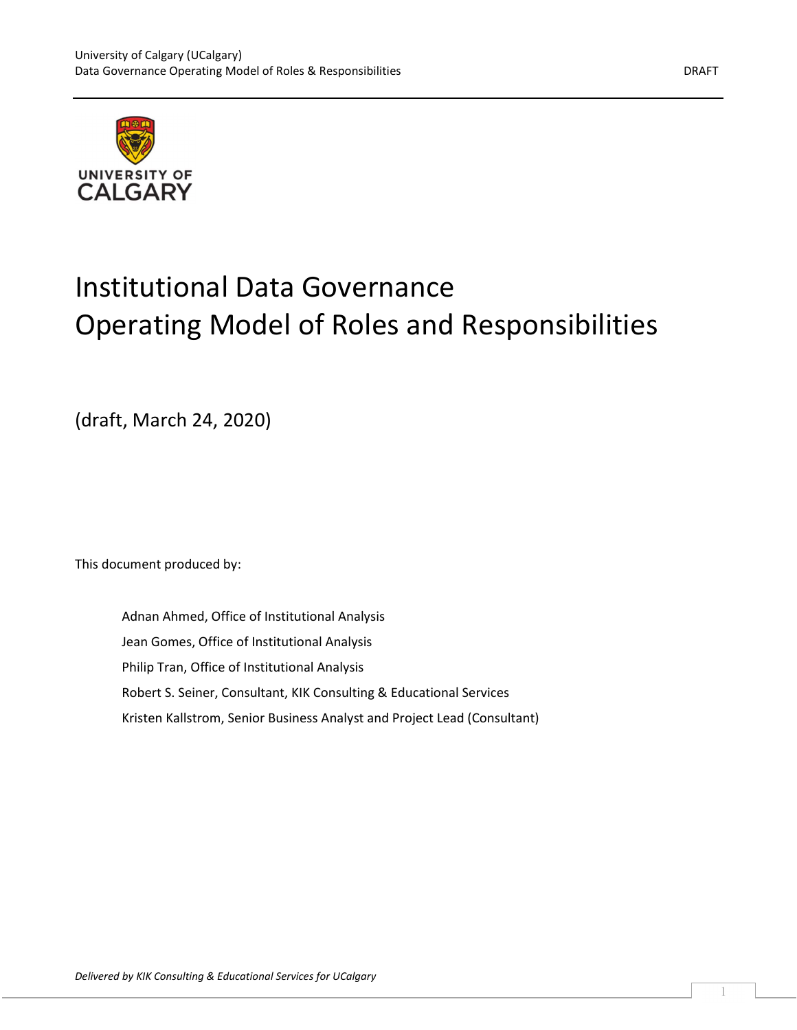# Institutional Data Governance
# Operating Model of Roles and Responsibilities

(draft, March 24, 2020)

This document produced by:

- Adnan Ahmed, Office of Institutional Analysis
- Jean Gomes, Office of Institutional Analysis
- Philip Tran, Office of Institutional Analysis
- Robert S. Seiner, Consultant, KIK Consulting & Educational Services
- Kristen Kallstrom, Senior Business Analyst and Project Lead (Consultant)

*Delivered by KIK Consulting & Educational Services for UCalgary*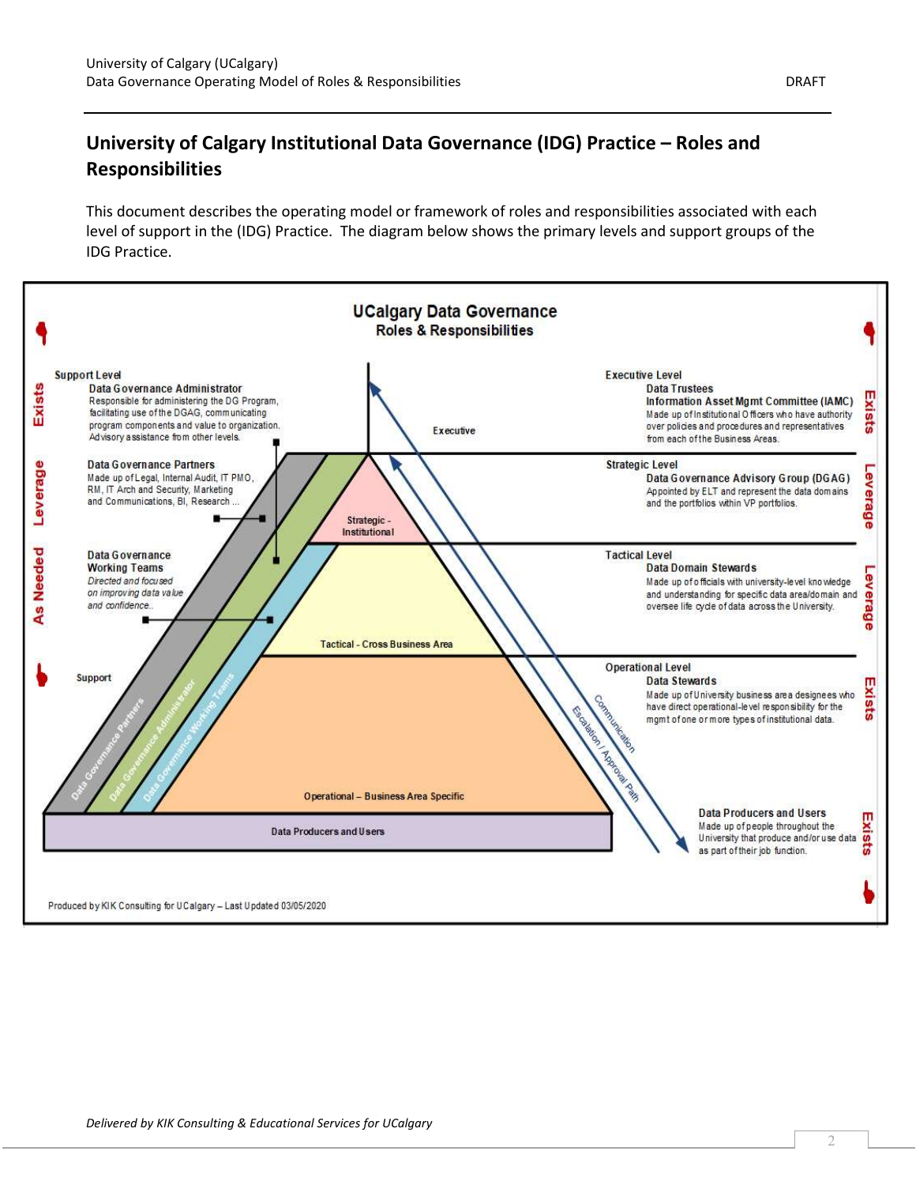## University of Calgary Institutional Data Governance (IDG) Practice – Roles and Responsibilities

This document describes the operating model or framework of roles and responsibilities associated with each level of support in the (IDG) Practice. The diagram below shows the primary levels and support groups of the IDG Practice.

**UCalgary Data Governance**
**Roles & Responsibilities**

**Support Level**

**Data Governance Administrator**
Responsible for administering the DG Program, facilitating use of the DGAG, communicating program components and value to organization. Advisory assistance from other levels.

**Data Governance Partners**
Made up of Legal, Internal Audit, IT PMO, RM, IT Arch and Security, Marketing and Communications, BI, Research ...

**Data Governance Working Teams**
*Directed and focused on improving data value and confidence.*

**Executive Level**
**Data Trustees**
**Information Asset Mgmt Committee (IAMC)**
Made up of Institutional Officers who have authority over policies and procedures and representatives from each of the Business Areas.

**Strategic Level**
**Data Governance Advisory Group (DGAG)**
Appointed by ELT and represent the data domains and the portfolios within VP portfolios.

**Tactical Level**
**Data Domain Stewards**
Made up of officials with university-level knowledge and understanding for specific data area/domain and oversee life cycle of data across the University.

**Operational Level**
**Data Stewards**
Made up of University business area designees who have direct operational-level responsibility for the mgmt of one or more types of institutional data.

**Data Producers and Users**
Made up of people throughout the University that produce and/or use data as part of their job function.

Pyramid levels: Executive; Strategic - Institutional; Tactical - Cross Business Area; Operational – Business Area Specific; Data Producers and Users

Support: Data Governance Partners; Data Governance Administrator; Data Governance Working Teams

Communication; Escalation / Approval Path

Exists / Leverage / As Needed / Exists / Leverage / Leverage / Exists / Exists

Produced by KIK Consulting for UCalgary – Last Updated 03/05/2020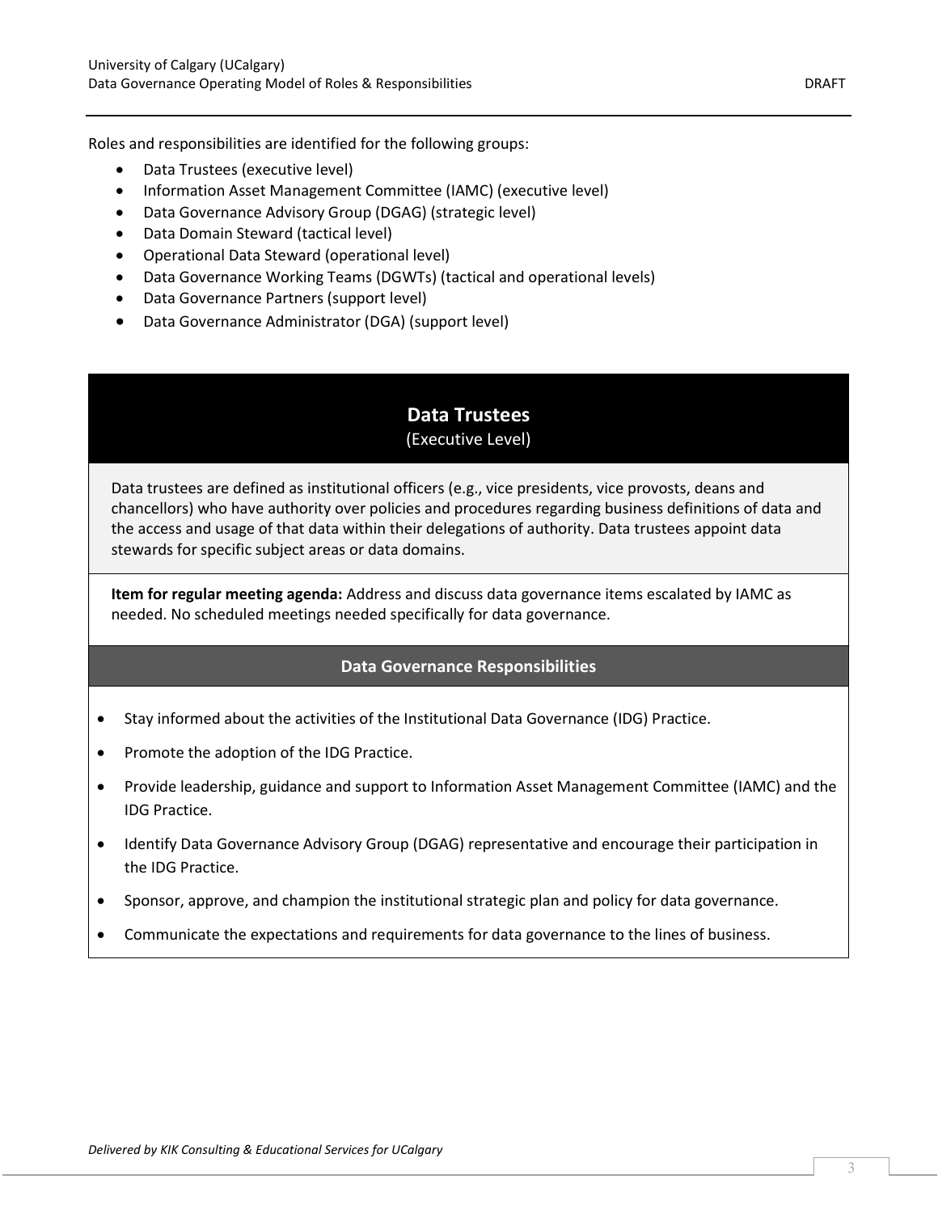Roles and responsibilities are identified for the following groups:

- Data Trustees (executive level)
- Information Asset Management Committee (IAMC) (executive level)
- Data Governance Advisory Group (DGAG) (strategic level)
- Data Domain Steward (tactical level)
- Operational Data Steward (operational level)
- Data Governance Working Teams (DGWTs) (tactical and operational levels)
- Data Governance Partners (support level)
- Data Governance Administrator (DGA) (support level)

## Data Trustees

(Executive Level)

Data trustees are defined as institutional officers (e.g., vice presidents, vice provosts, deans and chancellors) who have authority over policies and procedures regarding business definitions of data and the access and usage of that data within their delegations of authority. Data trustees appoint data stewards for specific subject areas or data domains.

**Item for regular meeting agenda:** Address and discuss data governance items escalated by IAMC as needed. No scheduled meetings needed specifically for data governance.

### Data Governance Responsibilities

- Stay informed about the activities of the Institutional Data Governance (IDG) Practice.
- Promote the adoption of the IDG Practice.
- Provide leadership, guidance and support to Information Asset Management Committee (IAMC) and the IDG Practice.
- Identify Data Governance Advisory Group (DGAG) representative and encourage their participation in the IDG Practice.
- Sponsor, approve, and champion the institutional strategic plan and policy for data governance.
- Communicate the expectations and requirements for data governance to the lines of business.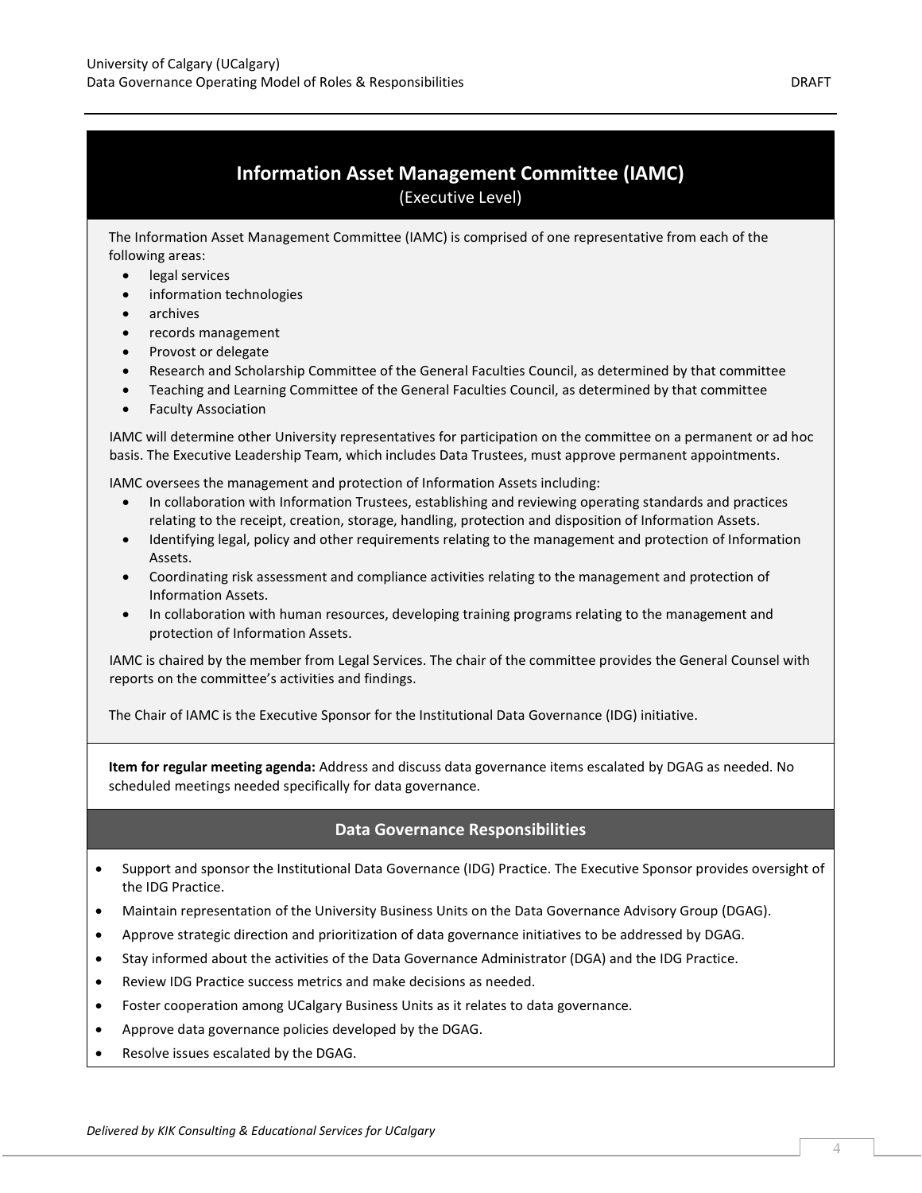## Information Asset Management Committee (IAMC)

(Executive Level)

The Information Asset Management Committee (IAMC) is comprised of one representative from each of the following areas:

- legal services
- information technologies
- archives
- records management
- Provost or delegate
- Research and Scholarship Committee of the General Faculties Council, as determined by that committee
- Teaching and Learning Committee of the General Faculties Council, as determined by that committee
- Faculty Association

IAMC will determine other University representatives for participation on the committee on a permanent or ad hoc basis. The Executive Leadership Team, which includes Data Trustees, must approve permanent appointments.

IAMC oversees the management and protection of Information Assets including:

- In collaboration with Information Trustees, establishing and reviewing operating standards and practices relating to the receipt, creation, storage, handling, protection and disposition of Information Assets.
- Identifying legal, policy and other requirements relating to the management and protection of Information Assets.
- Coordinating risk assessment and compliance activities relating to the management and protection of Information Assets.
- In collaboration with human resources, developing training programs relating to the management and protection of Information Assets.

IAMC is chaired by the member from Legal Services. The chair of the committee provides the General Counsel with reports on the committee's activities and findings.

The Chair of IAMC is the Executive Sponsor for the Institutional Data Governance (IDG) initiative.

**Item for regular meeting agenda:** Address and discuss data governance items escalated by DGAG as needed. No scheduled meetings needed specifically for data governance.

### Data Governance Responsibilities

- Support and sponsor the Institutional Data Governance (IDG) Practice. The Executive Sponsor provides oversight of the IDG Practice.
- Maintain representation of the University Business Units on the Data Governance Advisory Group (DGAG).
- Approve strategic direction and prioritization of data governance initiatives to be addressed by DGAG.
- Stay informed about the activities of the Data Governance Administrator (DGA) and the IDG Practice.
- Review IDG Practice success metrics and make decisions as needed.
- Foster cooperation among UCalgary Business Units as it relates to data governance.
- Approve data governance policies developed by the DGAG.
- Resolve issues escalated by the DGAG.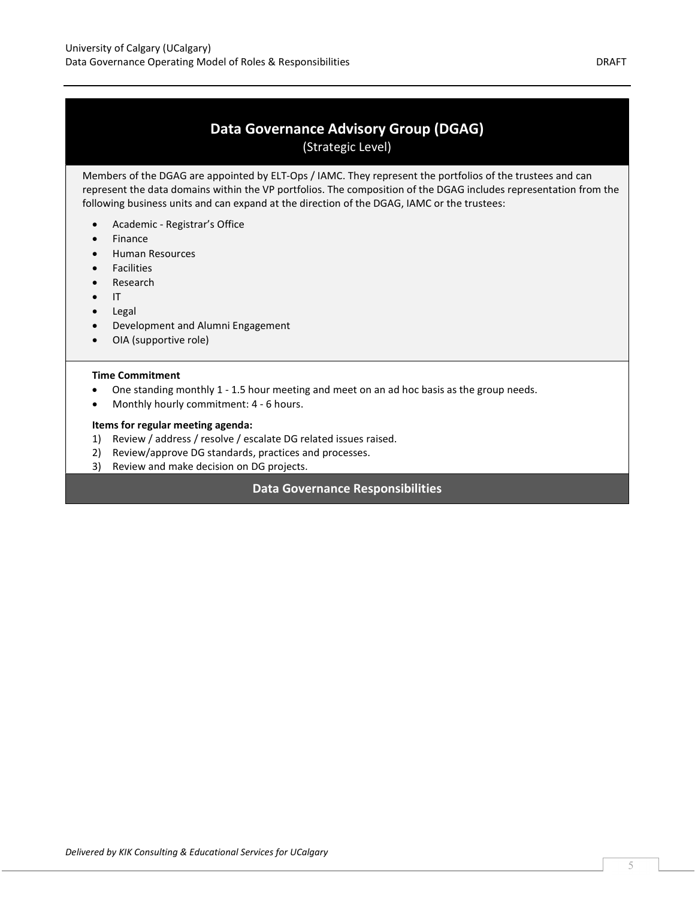## Data Governance Advisory Group (DGAG)

(Strategic Level)

Members of the DGAG are appointed by ELT-Ops / IAMC. They represent the portfolios of the trustees and can represent the data domains within the VP portfolios. The composition of the DGAG includes representation from the following business units and can expand at the direction of the DGAG, IAMC or the trustees:

- Academic - Registrar's Office
- Finance
- Human Resources
- Facilities
- Research
- IT
- Legal
- Development and Alumni Engagement
- OIA (supportive role)

**Time Commitment**

- One standing monthly 1 - 1.5 hour meeting and meet on an ad hoc basis as the group needs.
- Monthly hourly commitment: 4 - 6 hours.

**Items for regular meeting agenda:**

1) Review / address / resolve / escalate DG related issues raised.
2) Review/approve DG standards, practices and processes.
3) Review and make decision on DG projects.

### Data Governance Responsibilities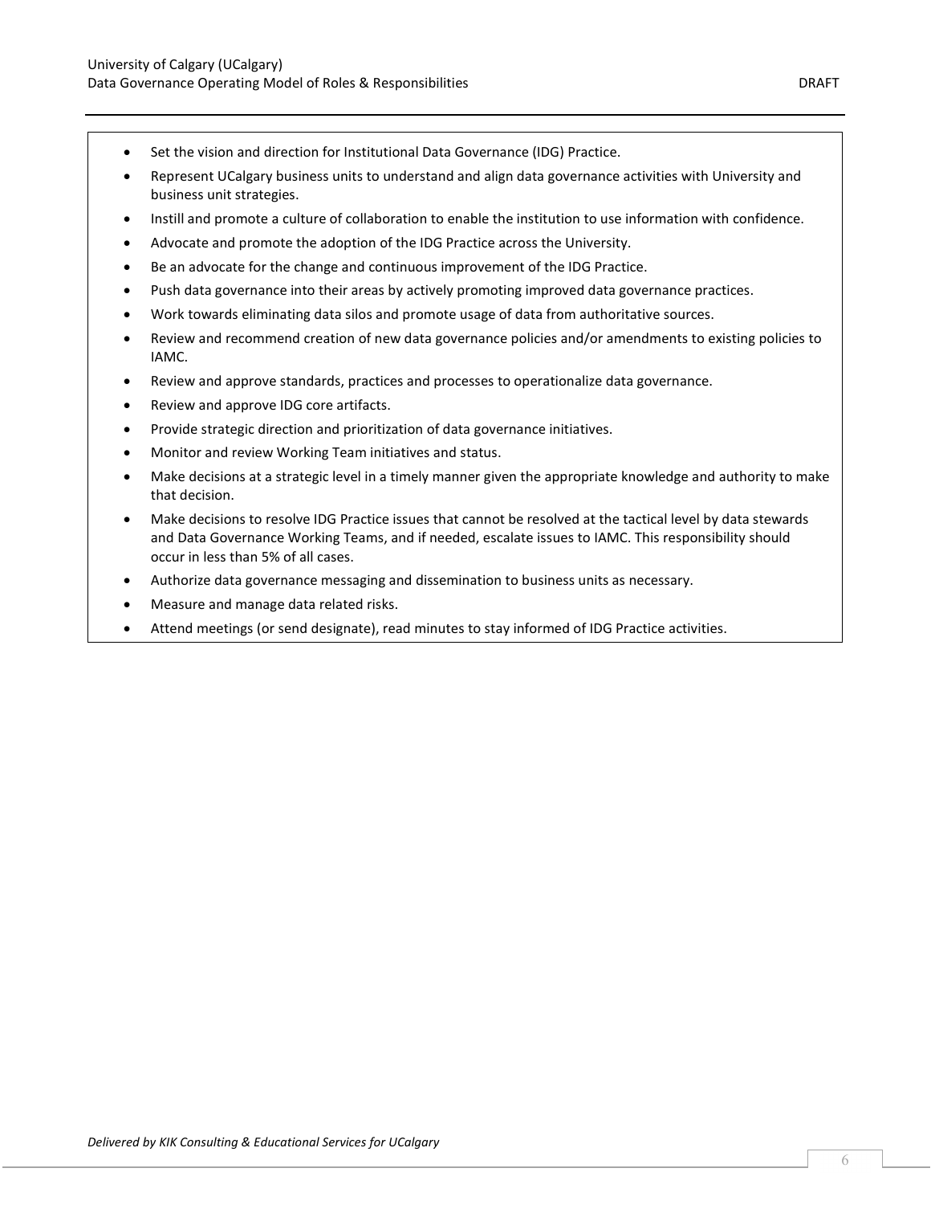- Set the vision and direction for Institutional Data Governance (IDG) Practice.
- Represent UCalgary business units to understand and align data governance activities with University and business unit strategies.
- Instill and promote a culture of collaboration to enable the institution to use information with confidence.
- Advocate and promote the adoption of the IDG Practice across the University.
- Be an advocate for the change and continuous improvement of the IDG Practice.
- Push data governance into their areas by actively promoting improved data governance practices.
- Work towards eliminating data silos and promote usage of data from authoritative sources.
- Review and recommend creation of new data governance policies and/or amendments to existing policies to IAMC.
- Review and approve standards, practices and processes to operationalize data governance.
- Review and approve IDG core artifacts.
- Provide strategic direction and prioritization of data governance initiatives.
- Monitor and review Working Team initiatives and status.
- Make decisions at a strategic level in a timely manner given the appropriate knowledge and authority to make that decision.
- Make decisions to resolve IDG Practice issues that cannot be resolved at the tactical level by data stewards and Data Governance Working Teams, and if needed, escalate issues to IAMC. This responsibility should occur in less than 5% of all cases.
- Authorize data governance messaging and dissemination to business units as necessary.
- Measure and manage data related risks.
- Attend meetings (or send designate), read minutes to stay informed of IDG Practice activities.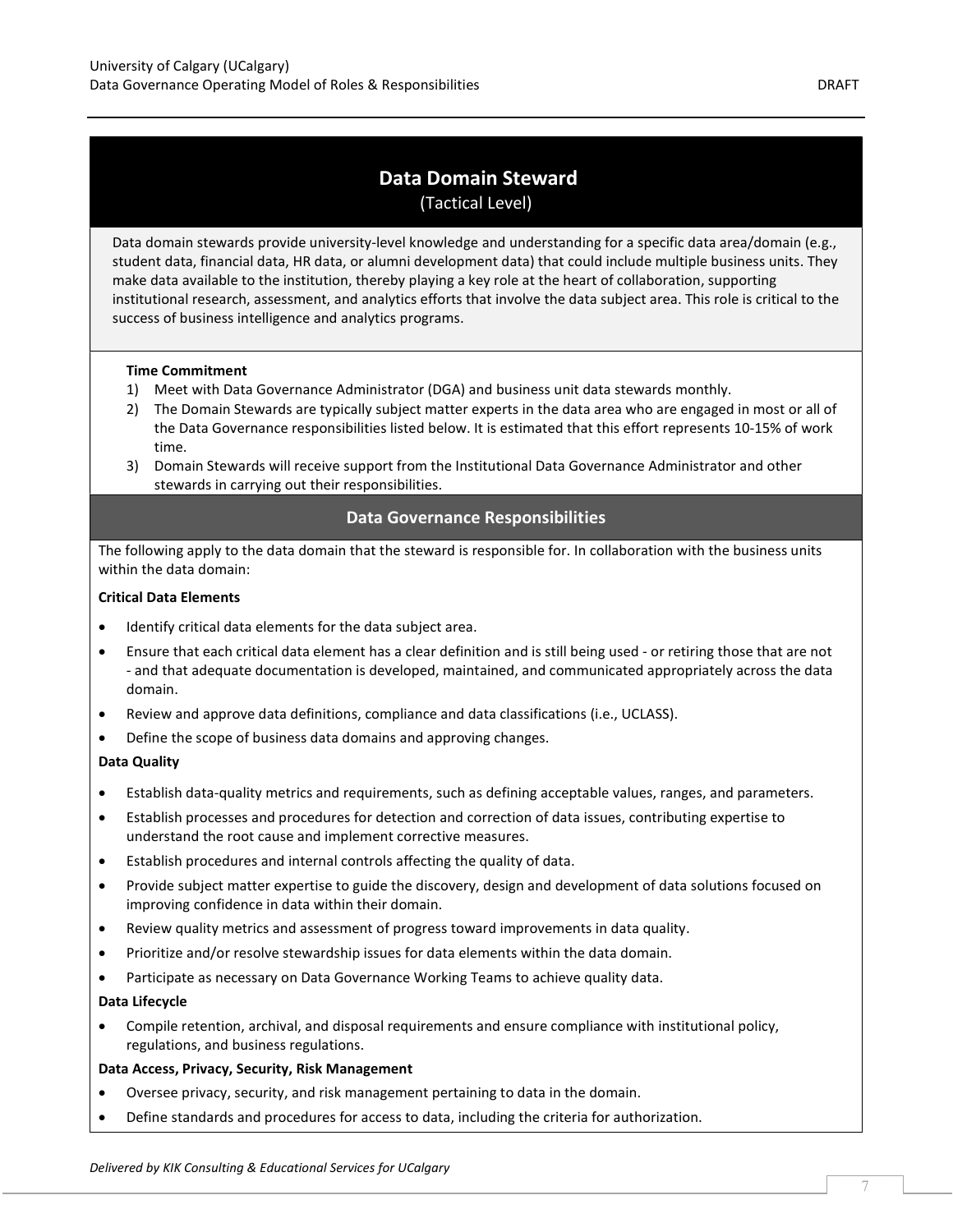## Data Domain Steward

(Tactical Level)

Data domain stewards provide university-level knowledge and understanding for a specific data area/domain (e.g., student data, financial data, HR data, or alumni development data) that could include multiple business units. They make data available to the institution, thereby playing a key role at the heart of collaboration, supporting institutional research, assessment, and analytics efforts that involve the data subject area. This role is critical to the success of business intelligence and analytics programs.

**Time Commitment**

1) Meet with Data Governance Administrator (DGA) and business unit data stewards monthly.
2) The Domain Stewards are typically subject matter experts in the data area who are engaged in most or all of the Data Governance responsibilities listed below. It is estimated that this effort represents 10-15% of work time.
3) Domain Stewards will receive support from the Institutional Data Governance Administrator and other stewards in carrying out their responsibilities.

### Data Governance Responsibilities

The following apply to the data domain that the steward is responsible for. In collaboration with the business units within the data domain:

**Critical Data Elements**

- Identify critical data elements for the data subject area.
- Ensure that each critical data element has a clear definition and is still being used - or retiring those that are not - and that adequate documentation is developed, maintained, and communicated appropriately across the data domain.
- Review and approve data definitions, compliance and data classifications (i.e., UCLASS).
- Define the scope of business data domains and approving changes.

**Data Quality**

- Establish data-quality metrics and requirements, such as defining acceptable values, ranges, and parameters.
- Establish processes and procedures for detection and correction of data issues, contributing expertise to understand the root cause and implement corrective measures.
- Establish procedures and internal controls affecting the quality of data.
- Provide subject matter expertise to guide the discovery, design and development of data solutions focused on improving confidence in data within their domain.
- Review quality metrics and assessment of progress toward improvements in data quality.
- Prioritize and/or resolve stewardship issues for data elements within the data domain.
- Participate as necessary on Data Governance Working Teams to achieve quality data.

**Data Lifecycle**

- Compile retention, archival, and disposal requirements and ensure compliance with institutional policy, regulations, and business regulations.

**Data Access, Privacy, Security, Risk Management**

- Oversee privacy, security, and risk management pertaining to data in the domain.
- Define standards and procedures for access to data, including the criteria for authorization.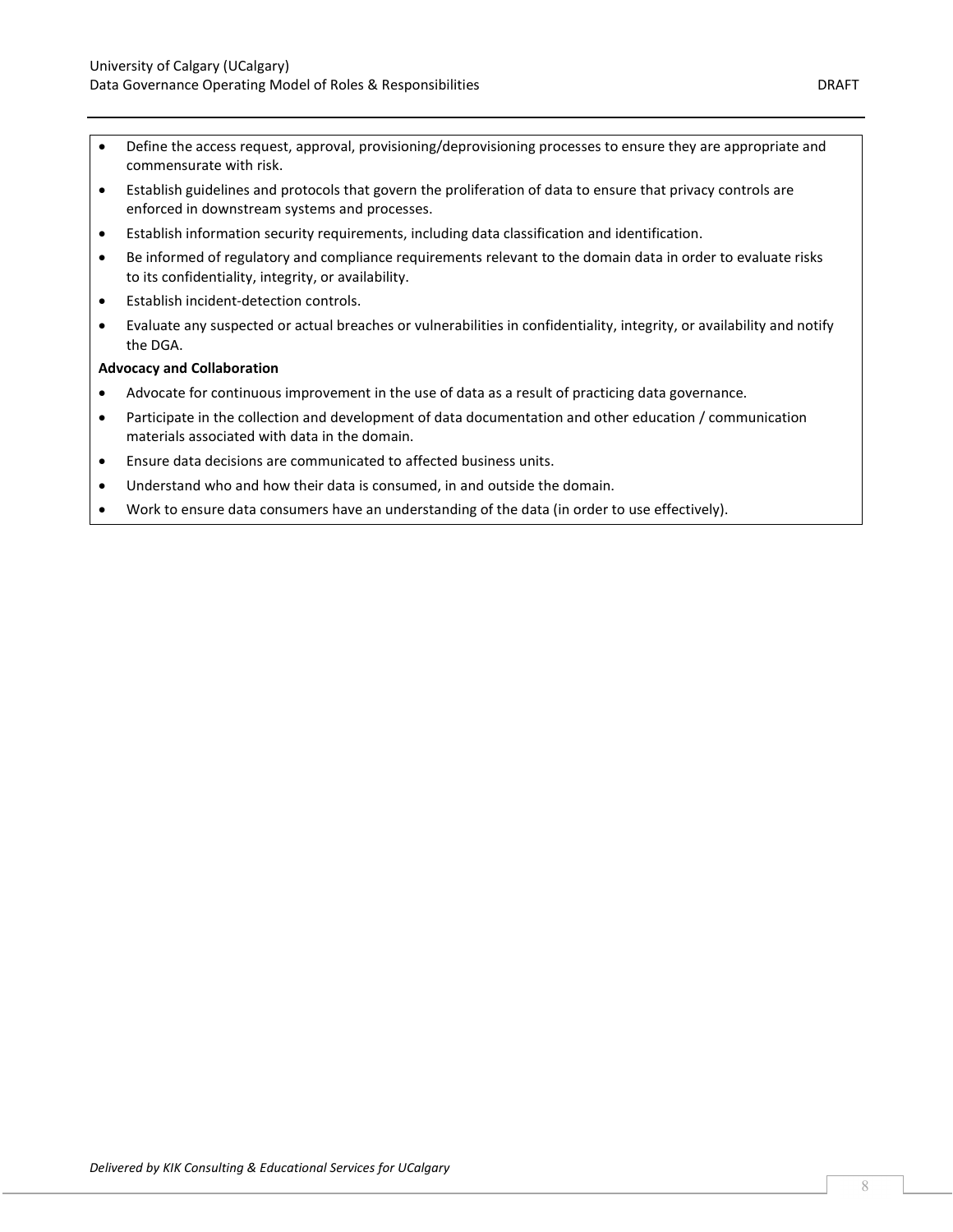- Define the access request, approval, provisioning/deprovisioning processes to ensure they are appropriate and commensurate with risk.
- Establish guidelines and protocols that govern the proliferation of data to ensure that privacy controls are enforced in downstream systems and processes.
- Establish information security requirements, including data classification and identification.
- Be informed of regulatory and compliance requirements relevant to the domain data in order to evaluate risks to its confidentiality, integrity, or availability.
- Establish incident-detection controls.
- Evaluate any suspected or actual breaches or vulnerabilities in confidentiality, integrity, or availability and notify the DGA.

**Advocacy and Collaboration**

- Advocate for continuous improvement in the use of data as a result of practicing data governance.
- Participate in the collection and development of data documentation and other education / communication materials associated with data in the domain.
- Ensure data decisions are communicated to affected business units.
- Understand who and how their data is consumed, in and outside the domain.
- Work to ensure data consumers have an understanding of the data (in order to use effectively).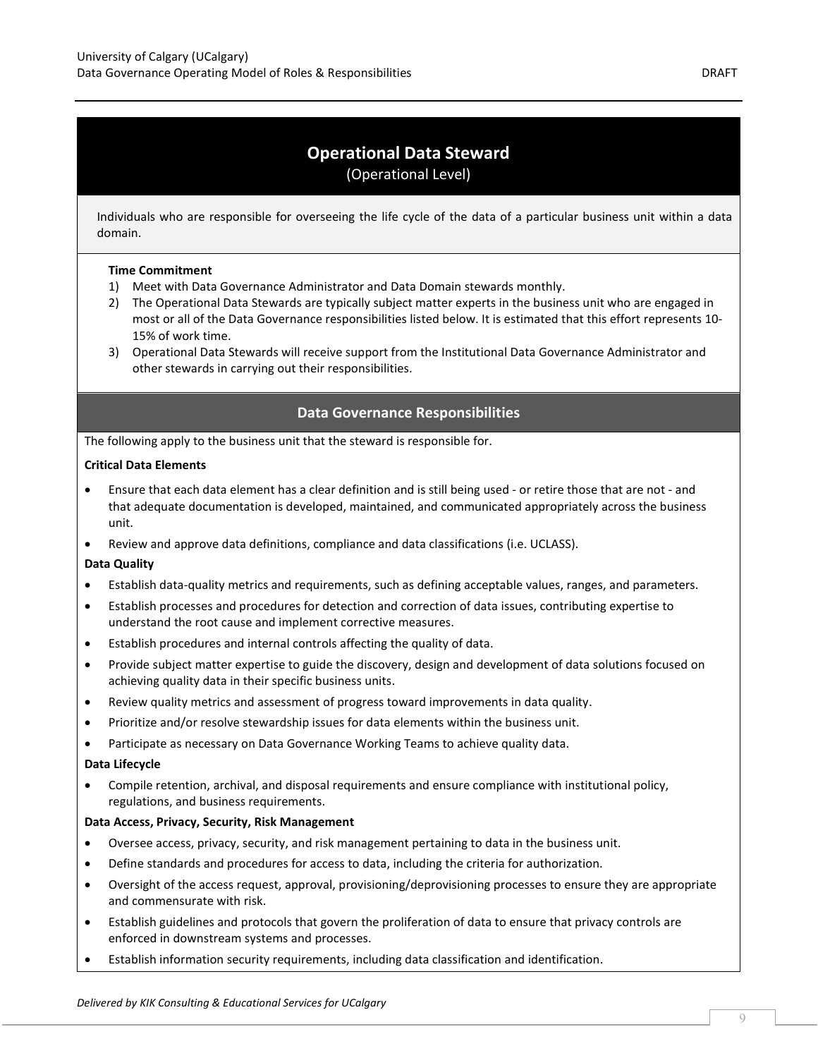## Operational Data Steward

(Operational Level)

Individuals who are responsible for overseeing the life cycle of the data of a particular business unit within a data domain.

**Time Commitment**

1) Meet with Data Governance Administrator and Data Domain stewards monthly.
2) The Operational Data Stewards are typically subject matter experts in the business unit who are engaged in most or all of the Data Governance responsibilities listed below. It is estimated that this effort represents 10-15% of work time.
3) Operational Data Stewards will receive support from the Institutional Data Governance Administrator and other stewards in carrying out their responsibilities.

### Data Governance Responsibilities

The following apply to the business unit that the steward is responsible for.

**Critical Data Elements**

- Ensure that each data element has a clear definition and is still being used - or retire those that are not - and that adequate documentation is developed, maintained, and communicated appropriately across the business unit.
- Review and approve data definitions, compliance and data classifications (i.e. UCLASS).

**Data Quality**

- Establish data-quality metrics and requirements, such as defining acceptable values, ranges, and parameters.
- Establish processes and procedures for detection and correction of data issues, contributing expertise to understand the root cause and implement corrective measures.
- Establish procedures and internal controls affecting the quality of data.
- Provide subject matter expertise to guide the discovery, design and development of data solutions focused on achieving quality data in their specific business units.
- Review quality metrics and assessment of progress toward improvements in data quality.
- Prioritize and/or resolve stewardship issues for data elements within the business unit.
- Participate as necessary on Data Governance Working Teams to achieve quality data.

**Data Lifecycle**

- Compile retention, archival, and disposal requirements and ensure compliance with institutional policy, regulations, and business requirements.

**Data Access, Privacy, Security, Risk Management**

- Oversee access, privacy, security, and risk management pertaining to data in the business unit.
- Define standards and procedures for access to data, including the criteria for authorization.
- Oversight of the access request, approval, provisioning/deprovisioning processes to ensure they are appropriate and commensurate with risk.
- Establish guidelines and protocols that govern the proliferation of data to ensure that privacy controls are enforced in downstream systems and processes.
- Establish information security requirements, including data classification and identification.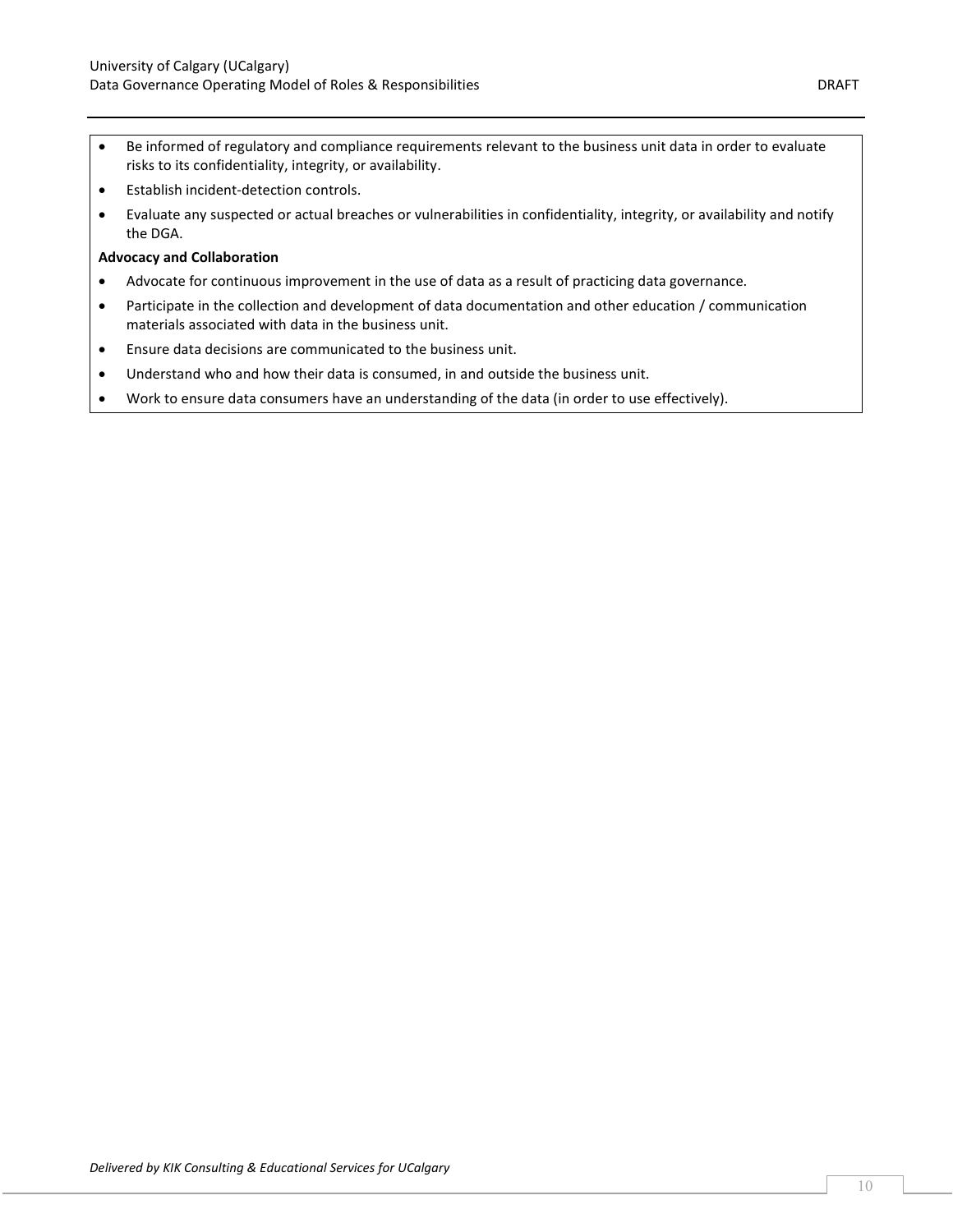- Be informed of regulatory and compliance requirements relevant to the business unit data in order to evaluate risks to its confidentiality, integrity, or availability.
- Establish incident-detection controls.
- Evaluate any suspected or actual breaches or vulnerabilities in confidentiality, integrity, or availability and notify the DGA.

**Advocacy and Collaboration**

- Advocate for continuous improvement in the use of data as a result of practicing data governance.
- Participate in the collection and development of data documentation and other education / communication materials associated with data in the business unit.
- Ensure data decisions are communicated to the business unit.
- Understand who and how their data is consumed, in and outside the business unit.
- Work to ensure data consumers have an understanding of the data (in order to use effectively).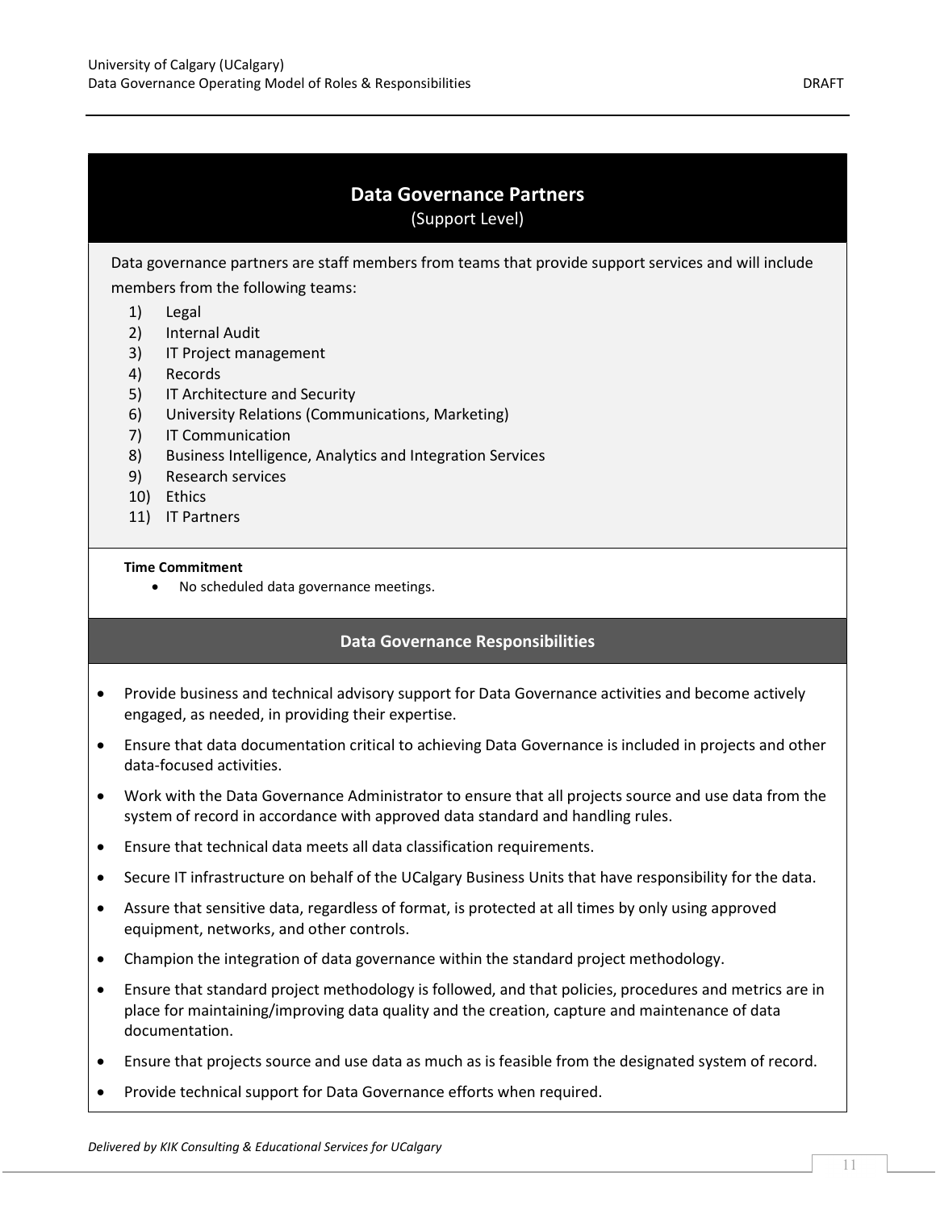## Data Governance Partners

(Support Level)

Data governance partners are staff members from teams that provide support services and will include members from the following teams:

1) Legal
2) Internal Audit
3) IT Project management
4) Records
5) IT Architecture and Security
6) University Relations (Communications, Marketing)
7) IT Communication
8) Business Intelligence, Analytics and Integration Services
9) Research services
10) Ethics
11) IT Partners

**Time Commitment**

- No scheduled data governance meetings.

### Data Governance Responsibilities

- Provide business and technical advisory support for Data Governance activities and become actively engaged, as needed, in providing their expertise.
- Ensure that data documentation critical to achieving Data Governance is included in projects and other data-focused activities.
- Work with the Data Governance Administrator to ensure that all projects source and use data from the system of record in accordance with approved data standard and handling rules.
- Ensure that technical data meets all data classification requirements.
- Secure IT infrastructure on behalf of the UCalgary Business Units that have responsibility for the data.
- Assure that sensitive data, regardless of format, is protected at all times by only using approved equipment, networks, and other controls.
- Champion the integration of data governance within the standard project methodology.
- Ensure that standard project methodology is followed, and that policies, procedures and metrics are in place for maintaining/improving data quality and the creation, capture and maintenance of data documentation.
- Ensure that projects source and use data as much as is feasible from the designated system of record.
- Provide technical support for Data Governance efforts when required.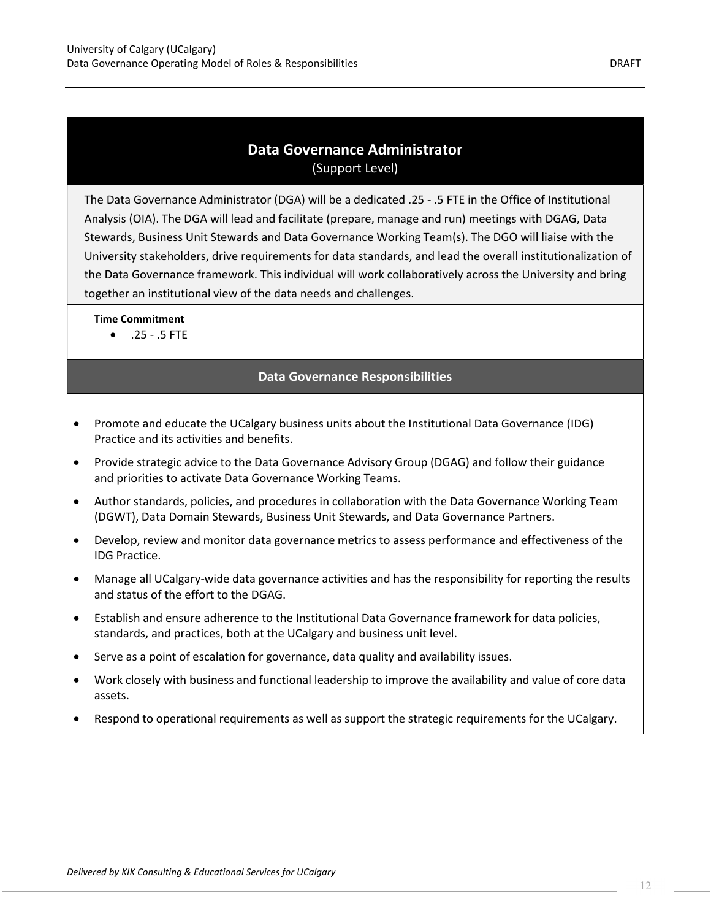## Data Governance Administrator

(Support Level)

The Data Governance Administrator (DGA) will be a dedicated .25 - .5 FTE in the Office of Institutional Analysis (OIA). The DGA will lead and facilitate (prepare, manage and run) meetings with DGAG, Data Stewards, Business Unit Stewards and Data Governance Working Team(s). The DGO will liaise with the University stakeholders, drive requirements for data standards, and lead the overall institutionalization of the Data Governance framework. This individual will work collaboratively across the University and bring together an institutional view of the data needs and challenges.

**Time Commitment**

- .25 - .5 FTE

### Data Governance Responsibilities

- Promote and educate the UCalgary business units about the Institutional Data Governance (IDG) Practice and its activities and benefits.
- Provide strategic advice to the Data Governance Advisory Group (DGAG) and follow their guidance and priorities to activate Data Governance Working Teams.
- Author standards, policies, and procedures in collaboration with the Data Governance Working Team (DGWT), Data Domain Stewards, Business Unit Stewards, and Data Governance Partners.
- Develop, review and monitor data governance metrics to assess performance and effectiveness of the IDG Practice.
- Manage all UCalgary-wide data governance activities and has the responsibility for reporting the results and status of the effort to the DGAG.
- Establish and ensure adherence to the Institutional Data Governance framework for data policies, standards, and practices, both at the UCalgary and business unit level.
- Serve as a point of escalation for governance, data quality and availability issues.
- Work closely with business and functional leadership to improve the availability and value of core data assets.
- Respond to operational requirements as well as support the strategic requirements for the UCalgary.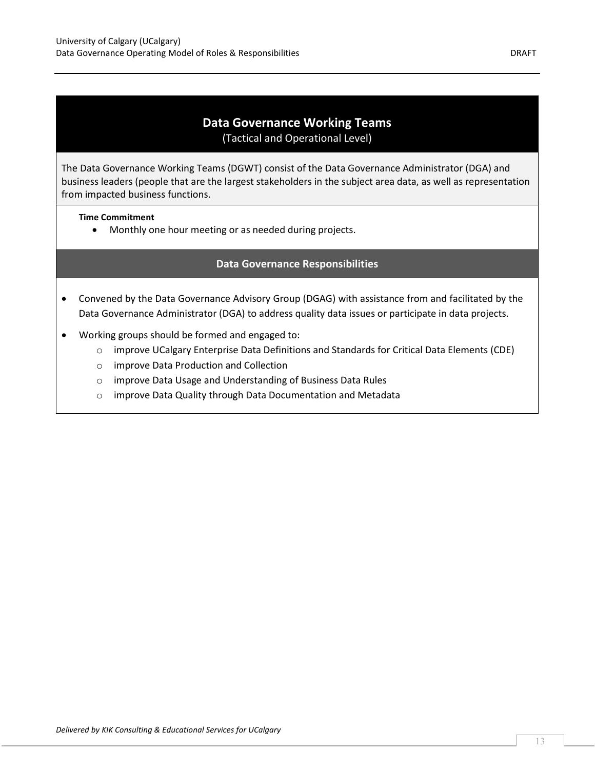## Data Governance Working Teams

(Tactical and Operational Level)

The Data Governance Working Teams (DGWT) consist of the Data Governance Administrator (DGA) and business leaders (people that are the largest stakeholders in the subject area data, as well as representation from impacted business functions.

**Time Commitment**

- Monthly one hour meeting or as needed during projects.

### Data Governance Responsibilities

- Convened by the Data Governance Advisory Group (DGAG) with assistance from and facilitated by the Data Governance Administrator (DGA) to address quality data issues or participate in data projects.
- Working groups should be formed and engaged to:
    - improve UCalgary Enterprise Data Definitions and Standards for Critical Data Elements (CDE)
    - improve Data Production and Collection
    - improve Data Usage and Understanding of Business Data Rules
    - improve Data Quality through Data Documentation and Metadata